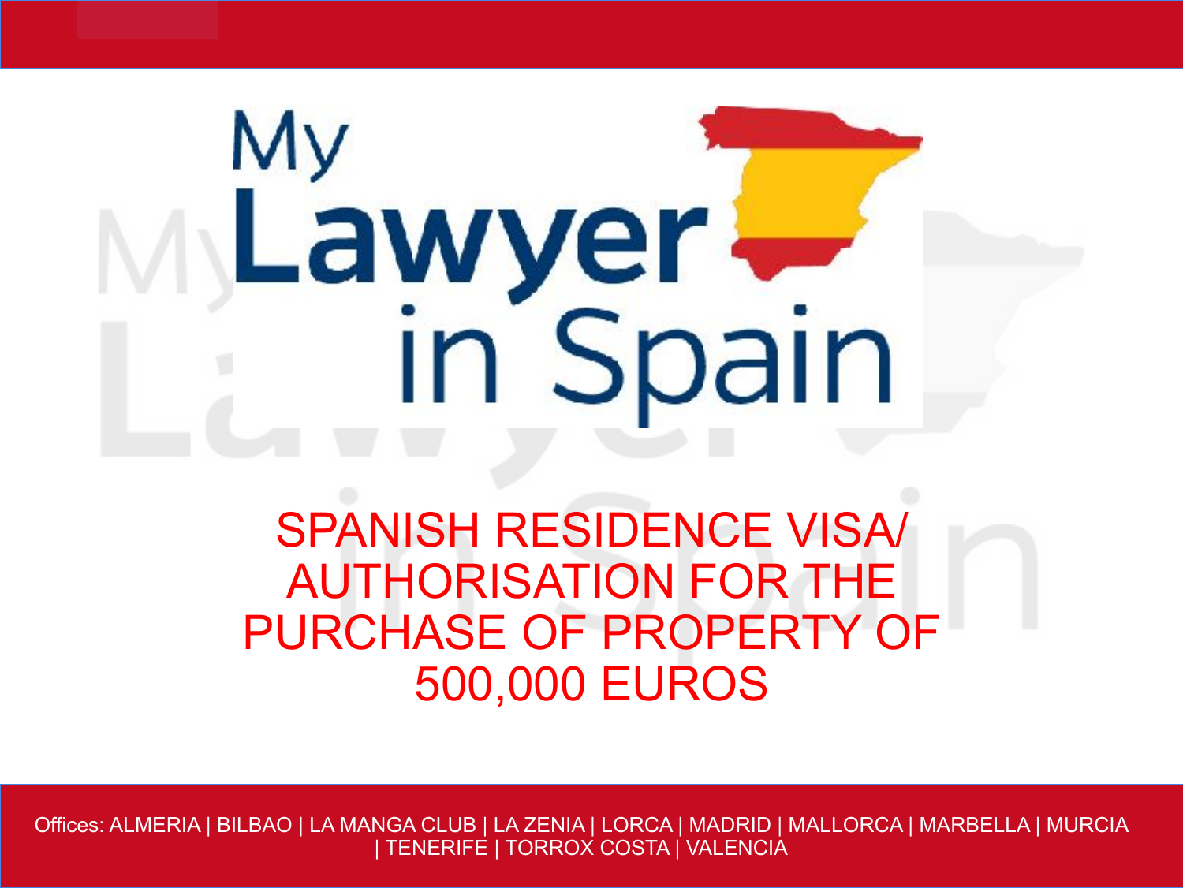# My Lawyer in Spain

## SPANISH RESIDENCE VISA/ AUTHORISATION FOR THE PURCHASE OF PROPERTY OF 500,000 EUROS

Offices: ALMERIA | BILBAO | LA MANGA CLUB | LA ZENIA | LORCA | MADRID | MALLORCA | MARBELLA | MURCIA | TENERIFE | TORROX COSTA | VALENCIA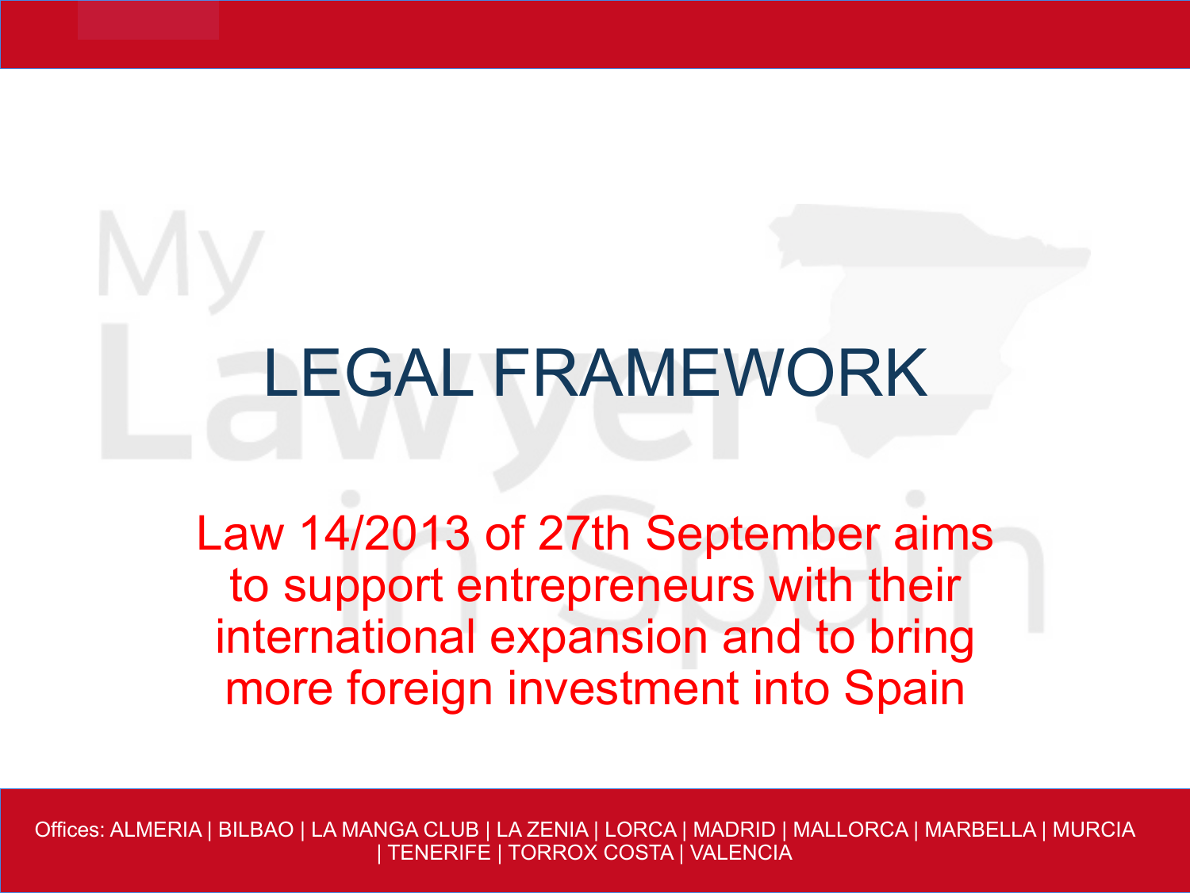# LEGAL FRAMEWORK

Law 14/2013 of 27th September aims to support entrepreneurs with their international expansion and to bring more foreign investment into Spain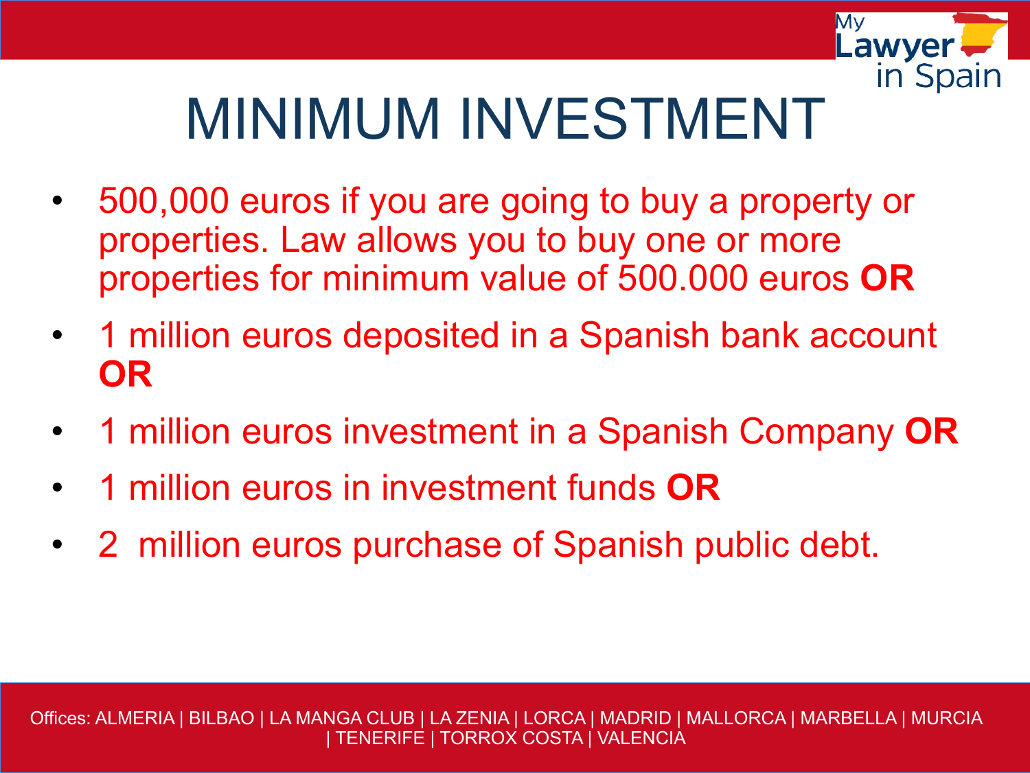# MINIMUM INVESTMENT

- 500,000 euros if you are going to buy a property or properties. Law allows you to buy one or more properties for minimum value of 500.000 euros **OR**
- 1 million euros deposited in a Spanish bank account **OR**
- 1 million euros investment in a Spanish Company **OR**
- 1 million euros in investment funds **OR**
- 2 million euros purchase of Spanish public debt.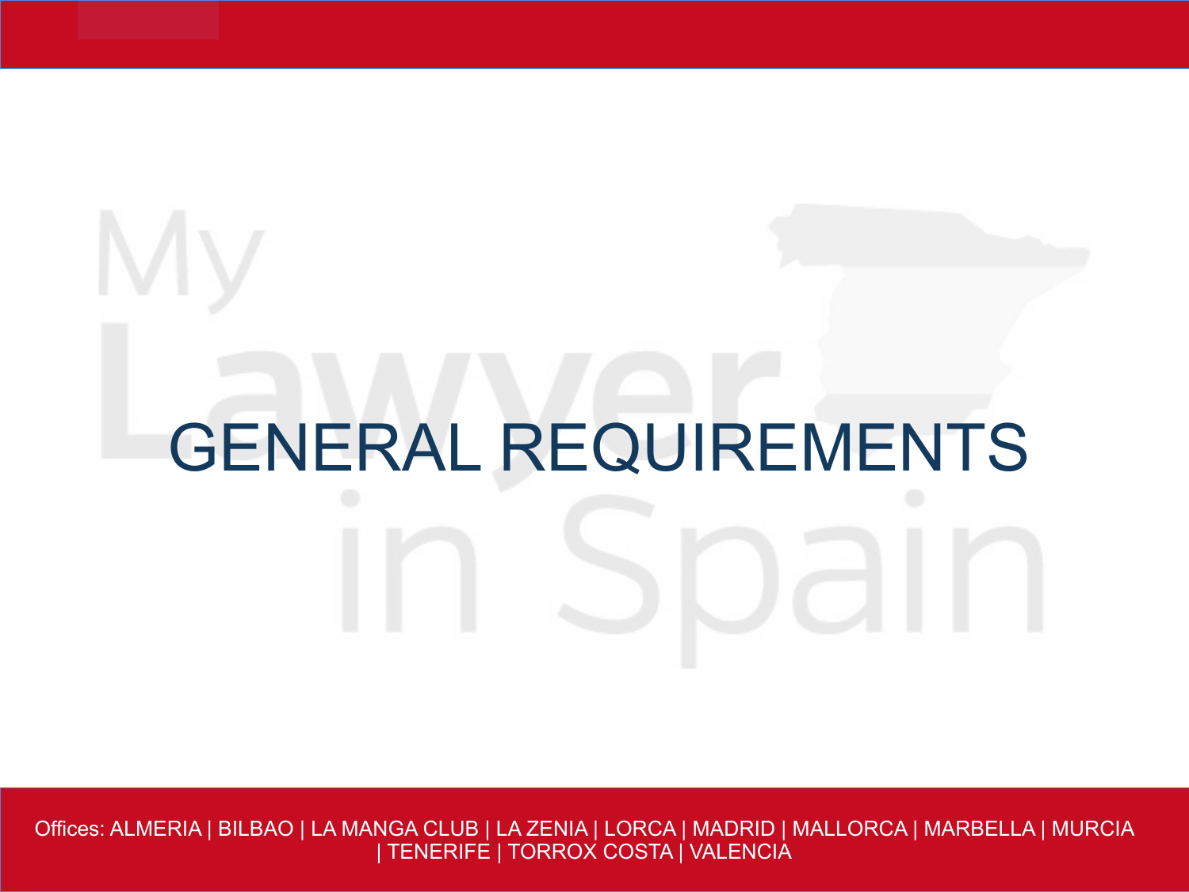# GENERAL REQUIREMENTS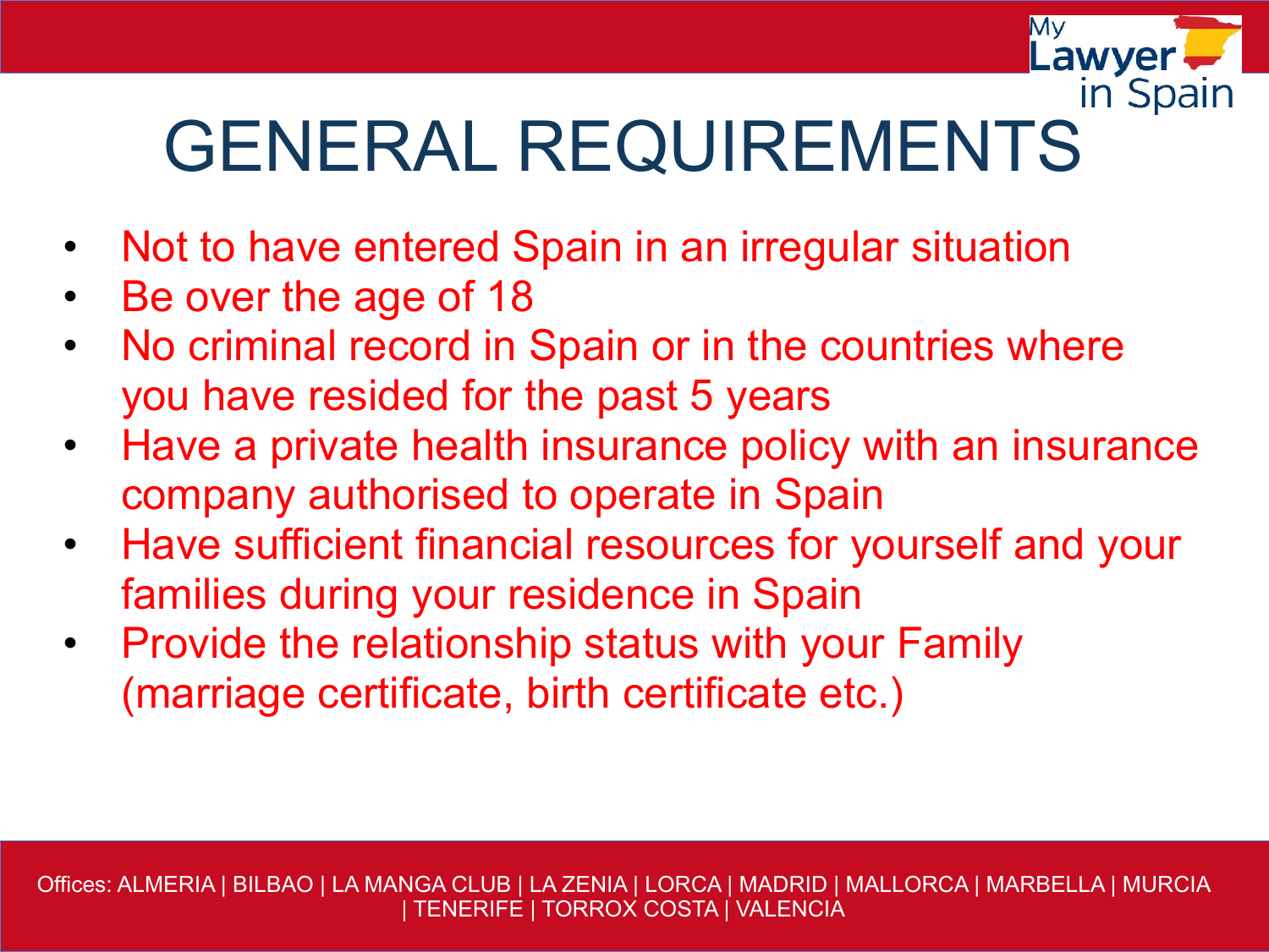# GENERAL REQUIREMENTS

- Not to have entered Spain in an irregular situation
- Be over the age of 18
- No criminal record in Spain or in the countries where you have resided for the past 5 years
- Have a private health insurance policy with an insurance company authorised to operate in Spain
- Have sufficient financial resources for yourself and your families during your residence in Spain
- Provide the relationship status with your Family (marriage certificate, birth certificate etc.)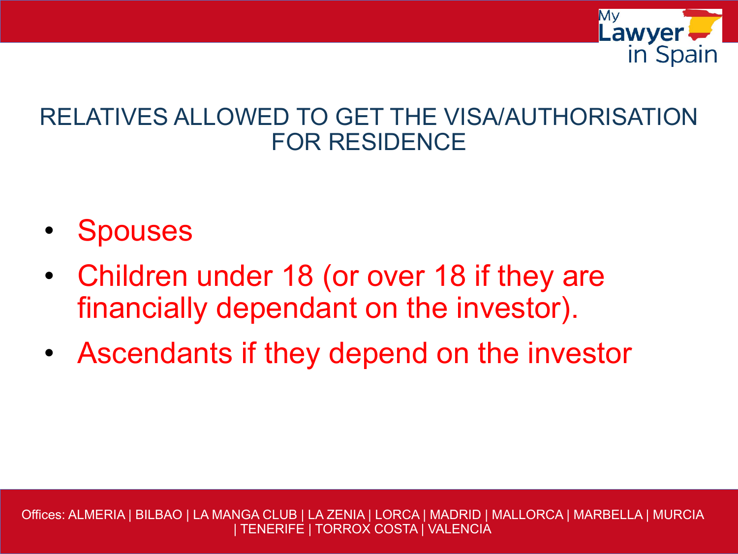## RELATIVES ALLOWED TO GET THE VISA/AUTHORISATION FOR RESIDENCE

- Spouses
- Children under 18 (or over 18 if they are financially dependant on the investor).
- Ascendants if they depend on the investor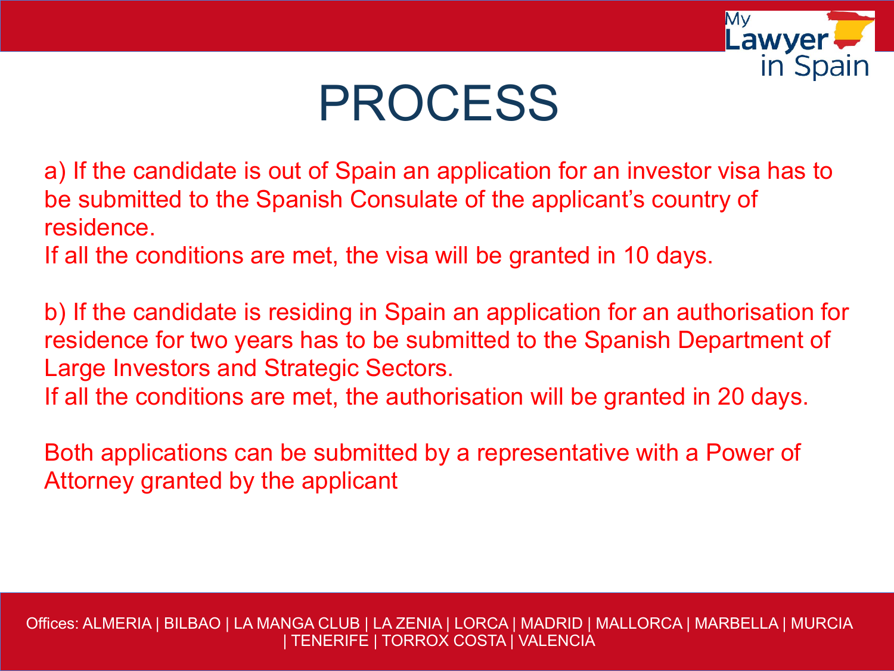# PROCESS

a) If the candidate is out of Spain an application for an investor visa has to be submitted to the Spanish Consulate of the applicant's country of residence.
If all the conditions are met, the visa will be granted in 10 days.

b) If the candidate is residing in Spain an application for an authorisation for residence for two years has to be submitted to the Spanish Department of Large Investors and Strategic Sectors.
If all the conditions are met, the authorisation will be granted in 20 days.

Both applications can be submitted by a representative with a Power of Attorney granted by the applicant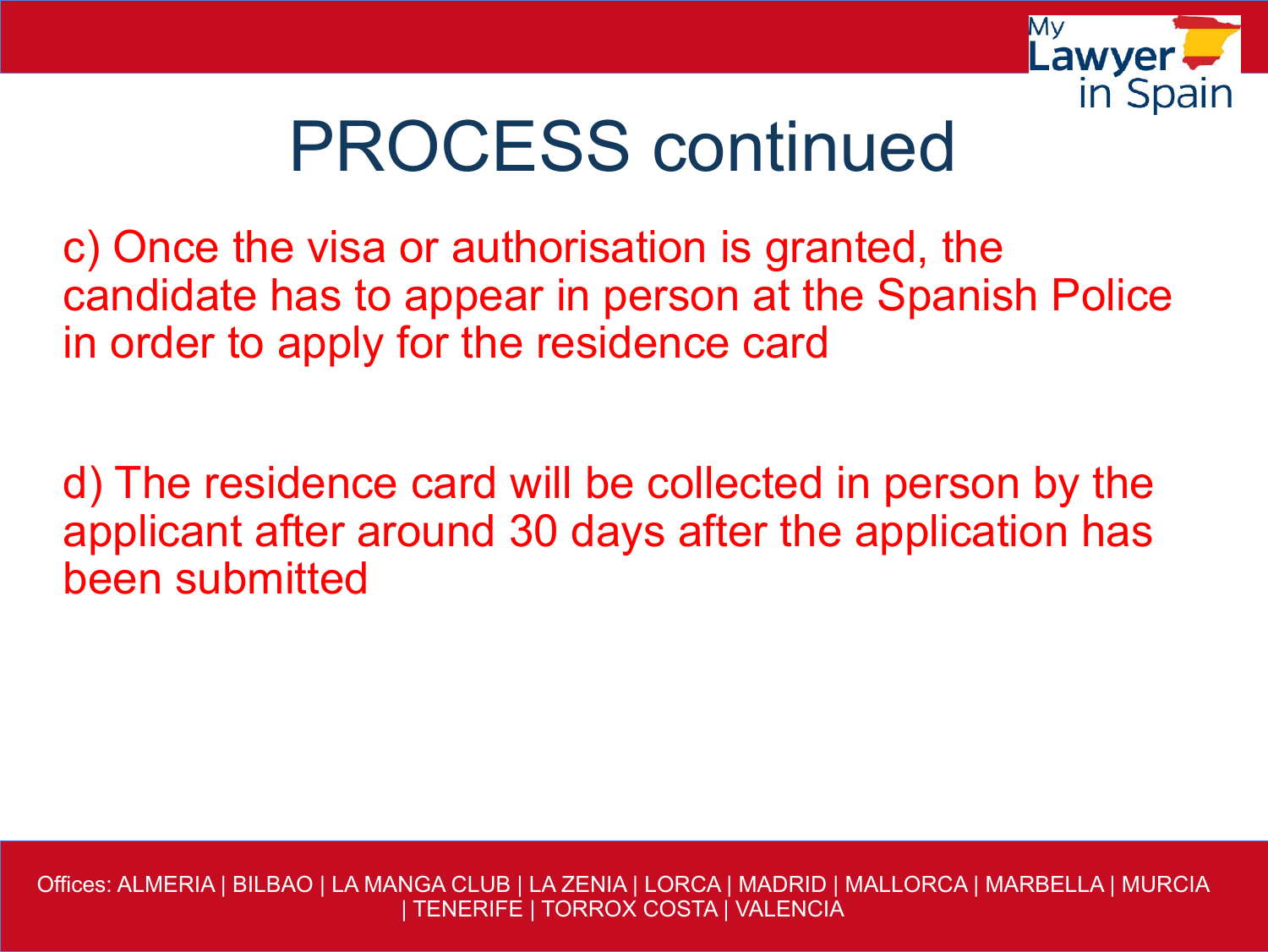# PROCESS continued

c) Once the visa or authorisation is granted, the candidate has to appear in person at the Spanish Police in order to apply for the residence card

d) The residence card will be collected in person by the applicant after around 30 days after the application has been submitted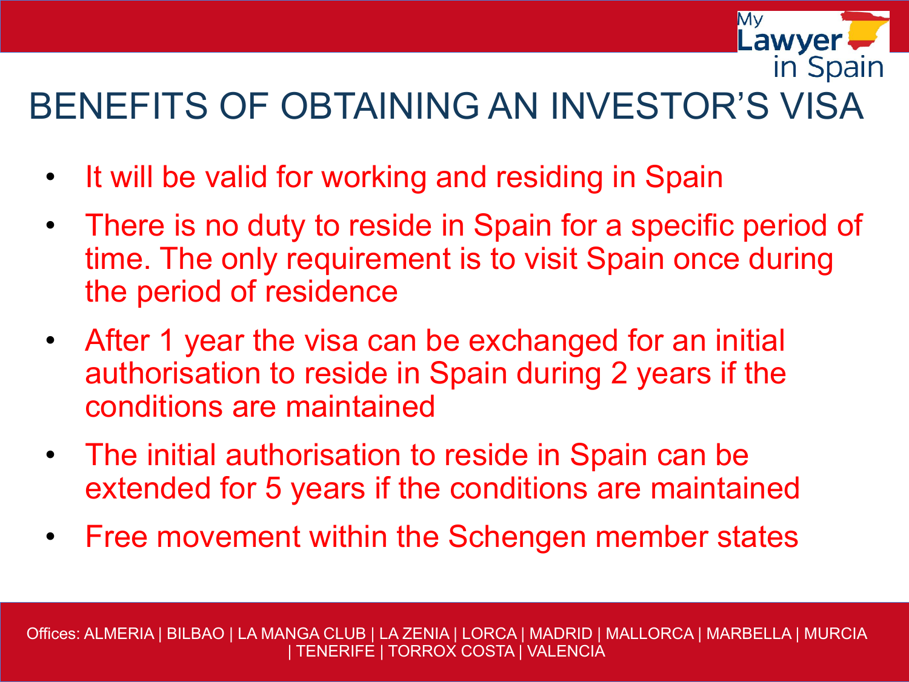# BENEFITS OF OBTAINING AN INVESTOR'S VISA

- It will be valid for working and residing in Spain
- There is no duty to reside in Spain for a specific period of time. The only requirement is to visit Spain once during the period of residence
- After 1 year the visa can be exchanged for an initial authorisation to reside in Spain during 2 years if the conditions are maintained
- The initial authorisation to reside in Spain can be extended for 5 years if the conditions are maintained
- Free movement within the Schengen member states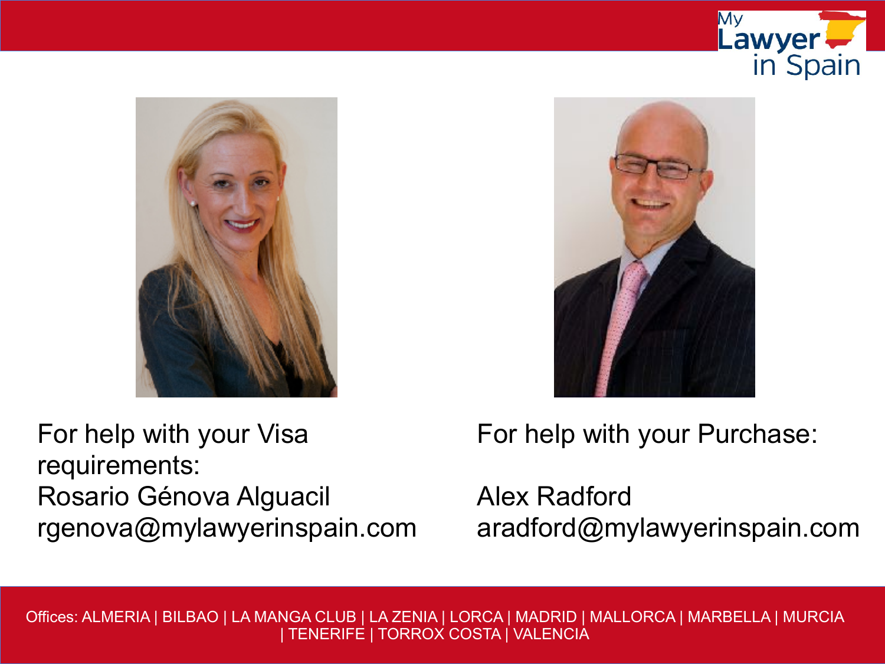For help with your Visa requirements:
Rosario Génova Alguacil
rgenova@mylawyerinspain.com

For help with your Purchase:

Alex Radford
aradford@mylawyerinspain.com

Offices: ALMERIA | BILBAO | LA MANGA CLUB | LA ZENIA | LORCA | MADRID | MALLORCA | MARBELLA | MURCIA | TENERIFE | TORROX COSTA | VALENCIA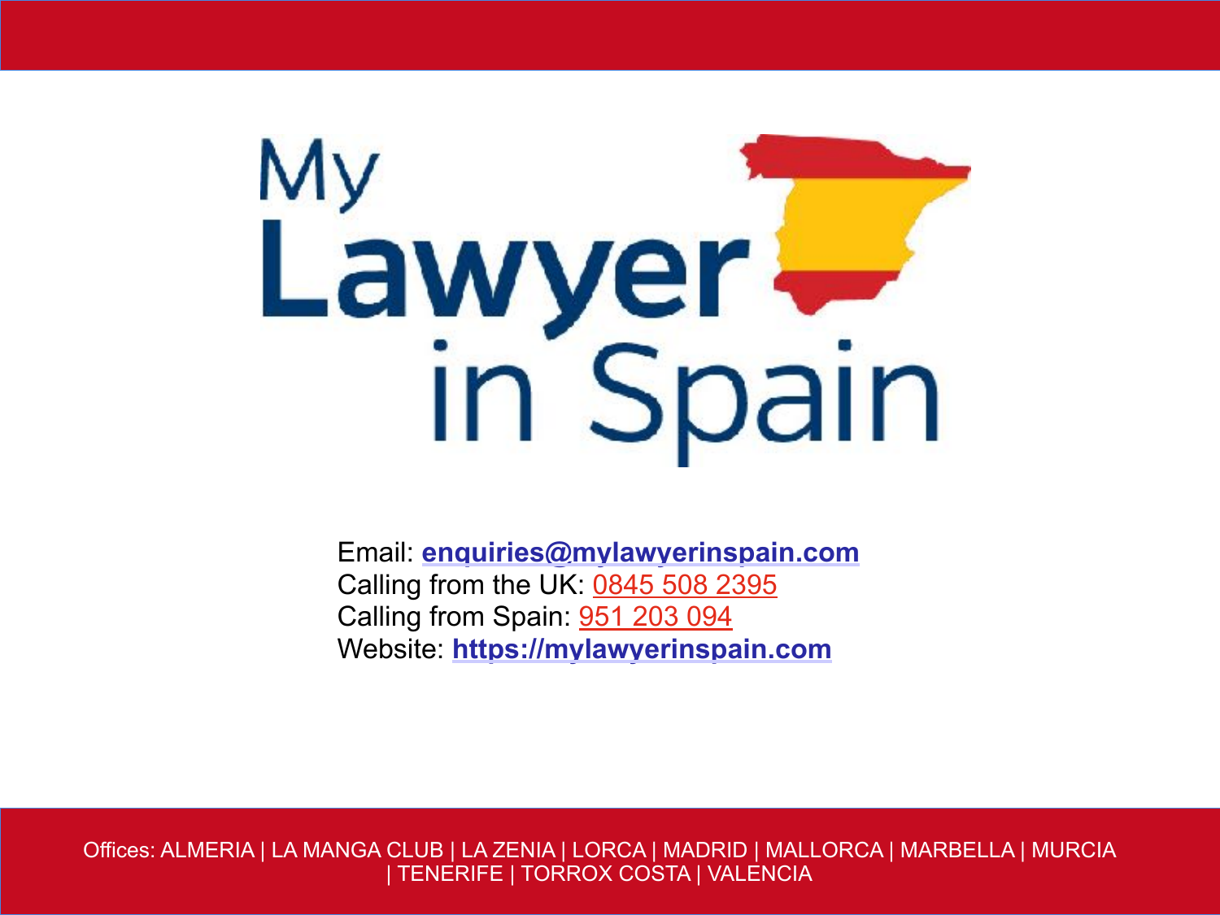My Lawyer in Spain

Email: **enquiries@mylawyerinspain.com**
Calling from the UK: 0845 508 2395
Calling from Spain: 951 203 094
Website: **https://mylawyerinspain.com**

Offices: ALMERIA | LA MANGA CLUB | LA ZENIA | LORCA | MADRID | MALLORCA | MARBELLA | MURCIA | TENERIFE | TORROX COSTA | VALENCIA